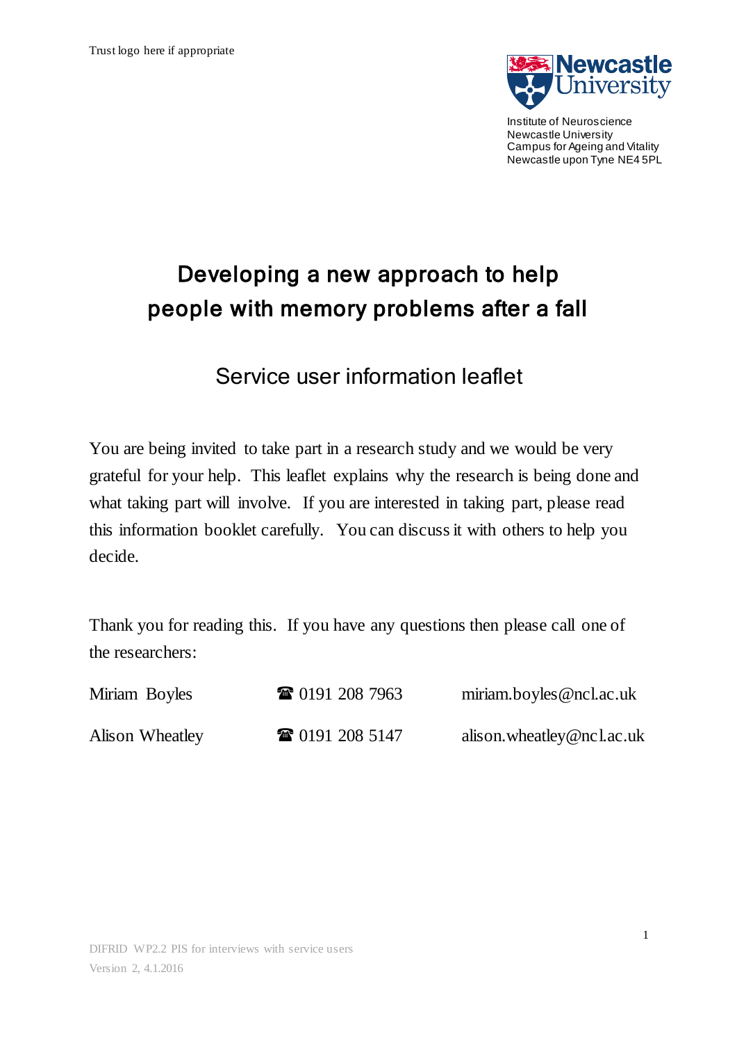Trust logo here if appropriate

Institute of Neuroscience
Newcastle University
Campus for Ageing and Vitality
Newcastle upon Tyne NE4 5PL

# Developing a new approach to help people with memory problems after a fall

## Service user information leaflet

You are being invited to take part in a research study and we would be very grateful for your help. This leaflet explains why the research is being done and what taking part will involve. If you are interested in taking part, please read this information booklet carefully. You can discuss it with others to help you decide.

Thank you for reading this. If you have any questions then please call one of the researchers:

| | | |
|---|---|---|
| Miriam Boyles | ☎ 0191 208 7963 | miriam.boyles@ncl.ac.uk |
| Alison Wheatley | ☎ 0191 208 5147 | alison.wheatley@ncl.ac.uk |

DIFRID WP2.2 PIS for interviews with service users
Version 2, 4.1.2016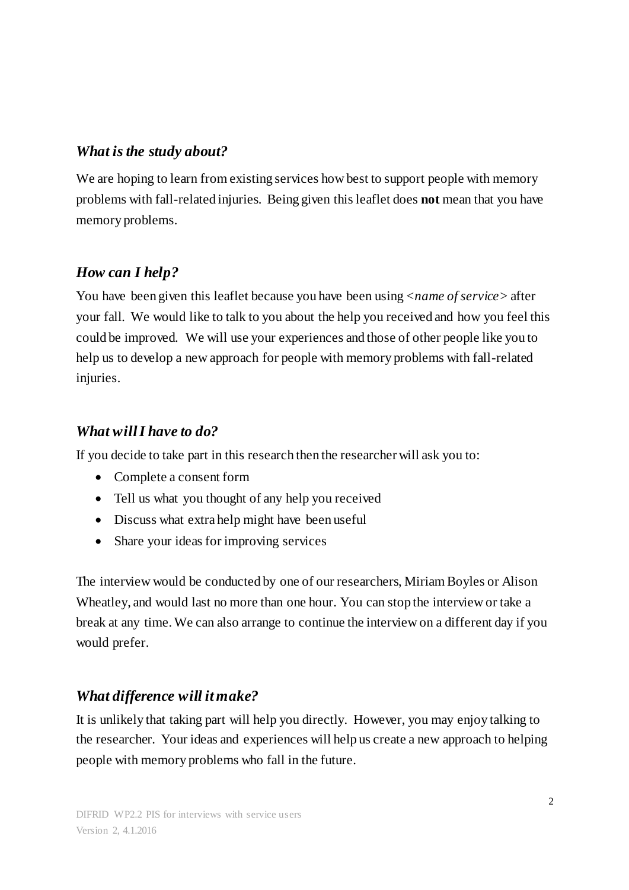### *What is the study about?*

We are hoping to learn from existing services how best to support people with memory problems with fall-related injuries. Being given this leaflet does **not** mean that you have memory problems.

### *How can I help?*

You have been given this leaflet because you have been using <*name of service*> after your fall. We would like to talk to you about the help you received and how you feel this could be improved. We will use your experiences and those of other people like you to help us to develop a new approach for people with memory problems with fall-related injuries.

### *What will I have to do?*

If you decide to take part in this research then the researcher will ask you to:

- Complete a consent form
- Tell us what you thought of any help you received
- Discuss what extra help might have been useful
- Share your ideas for improving services

The interview would be conducted by one of our researchers, Miriam Boyles or Alison Wheatley, and would last no more than one hour. You can stop the interview or take a break at any time. We can also arrange to continue the interview on a different day if you would prefer.

### *What difference will it make?*

It is unlikely that taking part will help you directly. However, you may enjoy talking to the researcher. Your ideas and experiences will help us create a new approach to helping people with memory problems who fall in the future.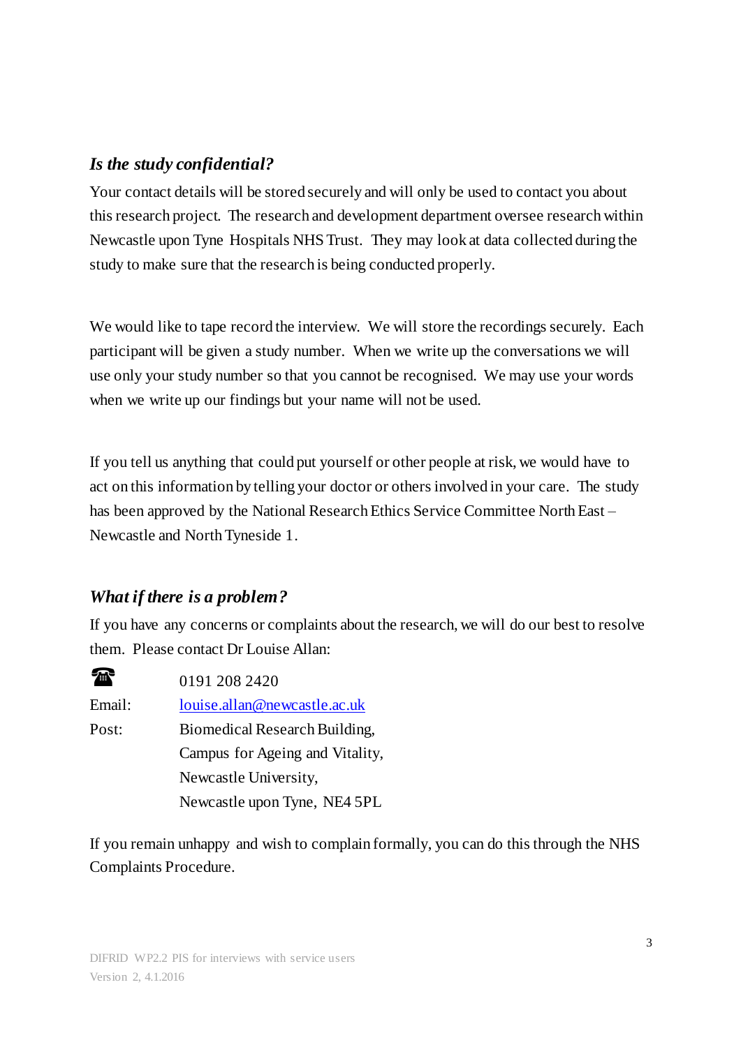### *Is the study confidential?*

Your contact details will be stored securely and will only be used to contact you about this research project. The research and development department oversee research within Newcastle upon Tyne Hospitals NHS Trust. They may look at data collected during the study to make sure that the research is being conducted properly.

We would like to tape record the interview. We will store the recordings securely. Each participant will be given a study number. When we write up the conversations we will use only your study number so that you cannot be recognised. We may use your words when we write up our findings but your name will not be used.

If you tell us anything that could put yourself or other people at risk, we would have to act on this information by telling your doctor or others involved in your care. The study has been approved by the National Research Ethics Service Committee North East – Newcastle and North Tyneside 1.

### *What if there is a problem?*

If you have any concerns or complaints about the research, we will do our best to resolve them. Please contact Dr Louise Allan:

☎ 0191 208 2420

Email: louise.allan@newcastle.ac.uk

Post: Biomedical Research Building,
Campus for Ageing and Vitality,
Newcastle University,
Newcastle upon Tyne, NE4 5PL

If you remain unhappy and wish to complain formally, you can do this through the NHS Complaints Procedure.

DIFRID WP2.2 PIS for interviews with service users
Version 2, 4.1.2016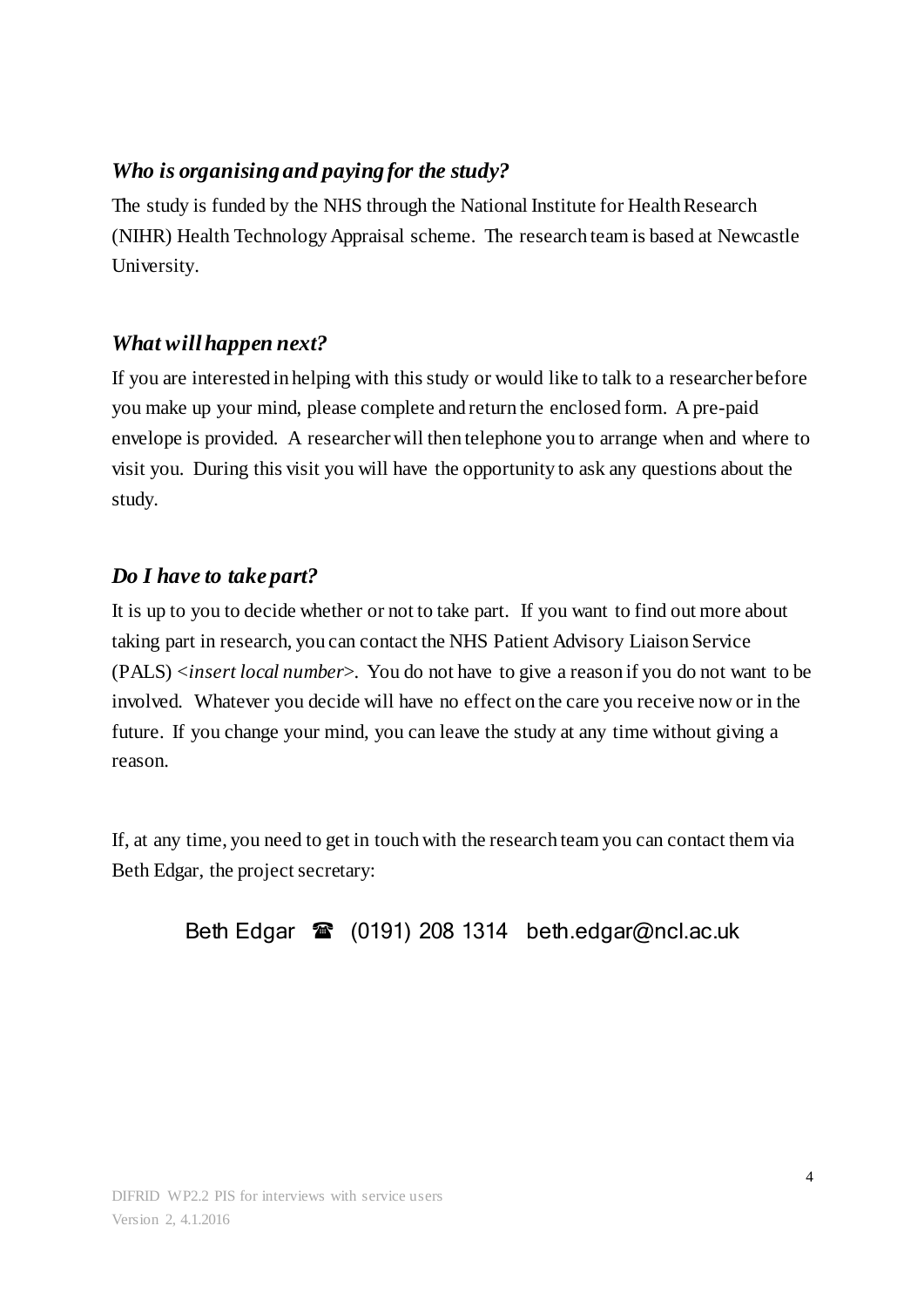### *Who is organising and paying for the study?*

The study is funded by the NHS through the National Institute for Health Research (NIHR) Health Technology Appraisal scheme. The research team is based at Newcastle University.

### *What will happen next?*

If you are interested in helping with this study or would like to talk to a researcher before you make up your mind, please complete and return the enclosed form. A pre-paid envelope is provided. A researcher will then telephone you to arrange when and where to visit you. During this visit you will have the opportunity to ask any questions about the study.

### *Do I have to take part?*

It is up to you to decide whether or not to take part. If you want to find out more about taking part in research, you can contact the NHS Patient Advisory Liaison Service (PALS) <*insert local number*>. You do not have to give a reason if you do not want to be involved. Whatever you decide will have no effect on the care you receive now or in the future. If you change your mind, you can leave the study at any time without giving a reason.

If, at any time, you need to get in touch with the research team you can contact them via Beth Edgar, the project secretary:

Beth Edgar ☎ (0191) 208 1314 beth.edgar@ncl.ac.uk

DIFRID WP2.2 PIS for interviews with service users
Version 2, 4.1.2016